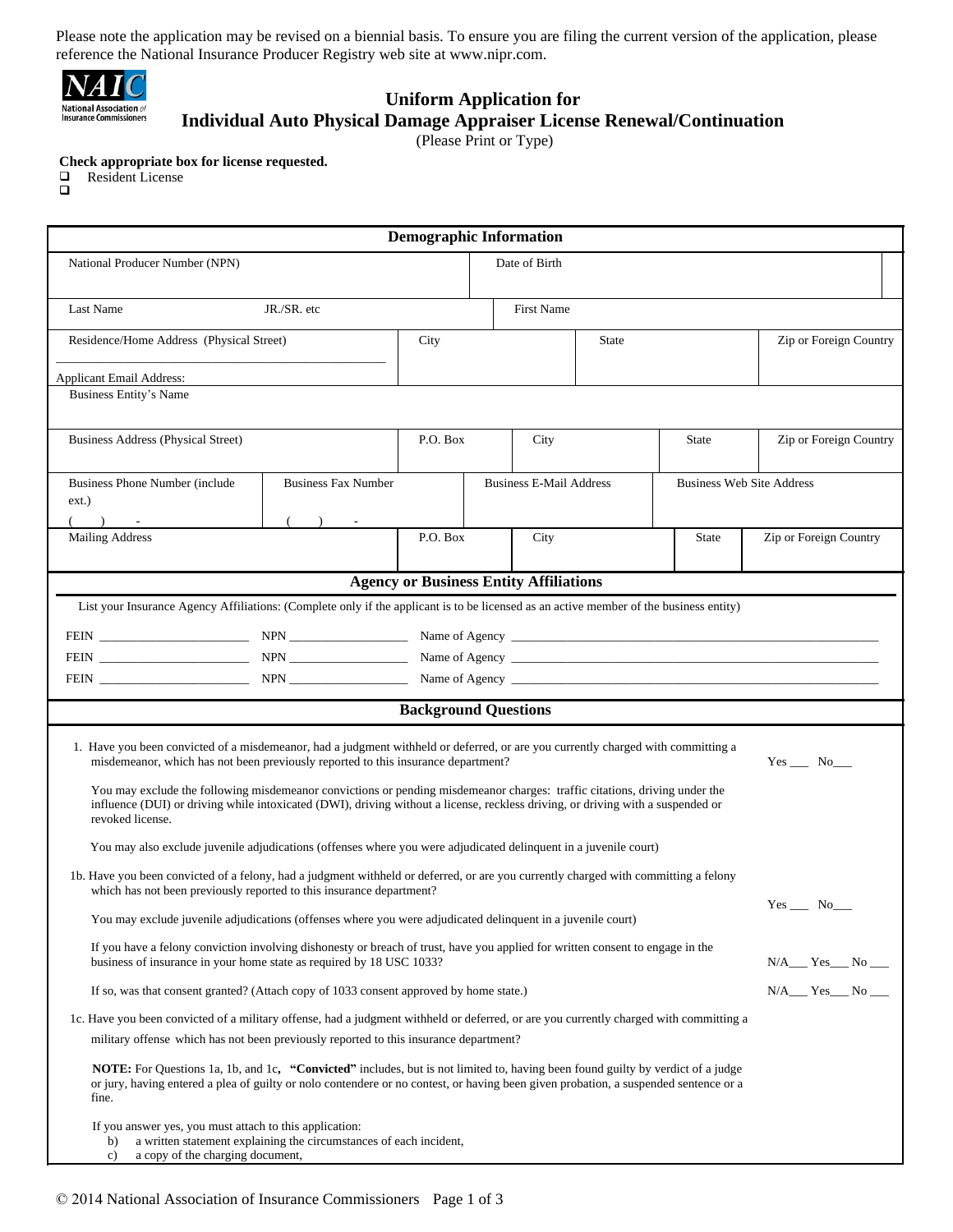Please note the application may be revised on a biennial basis. To ensure you are filing the current version of the application, please reference the National Insurance Producer Registry web site at www.nipr.com.

# Uniform Application for Individual Auto Physical Damage Appraiser License Renewal/Continuation

(Please Print or Type)

**Check appropriate box for license requested.**

- ☐ Resident License
- ☐

## Demographic Information

| | | | | |
|---|---|---|---|---|
| National Producer Number (NPN) | | Date of Birth | | |
| Last Name | JR./SR. etc | First Name | | |
| Residence/Home Address (Physical Street) | City | State | | Zip or Foreign Country |
| Applicant Email Address: | | | | |
| Business Entity's Name | | | | |
| Business Address (Physical Street) | P.O. Box | City | State | Zip or Foreign Country |
| Business Phone Number (include ext.) ( ) - | Business Fax Number ( ) - | Business E-Mail Address | Business Web Site Address | |
| Mailing Address | P.O. Box | City | State | Zip or Foreign Country |

## Agency or Business Entity Affiliations

List your Insurance Agency Affiliations: (Complete only if the applicant is to be licensed as an active member of the business entity)

FEIN ______________________ NPN __________________ Name of Agency ________________________________________________

FEIN ______________________ NPN __________________ Name of Agency ________________________________________________

FEIN ______________________ NPN __________________ Name of Agency ________________________________________________

## Background Questions

1. Have you been convicted of a misdemeanor, had a judgment withheld or deferred, or are you currently charged with committing a misdemeanor, which has not been previously reported to this insurance department? Yes ___ No___

   You may exclude the following misdemeanor convictions or pending misdemeanor charges: traffic citations, driving under the influence (DUI) or driving while intoxicated (DWI), driving without a license, reckless driving, or driving with a suspended or revoked license.

   You may also exclude juvenile adjudications (offenses where you were adjudicated delinquent in a juvenile court)

1b. Have you been convicted of a felony, had a judgment withheld or deferred, or are you currently charged with committing a felony which has not been previously reported to this insurance department? Yes ___ No___

   You may exclude juvenile adjudications (offenses where you were adjudicated delinquent in a juvenile court)

   If you have a felony conviction involving dishonesty or breach of trust, have you applied for written consent to engage in the business of insurance in your home state as required by 18 USC 1033? N/A___ Yes___ No ___

   If so, was that consent granted? (Attach copy of 1033 consent approved by home state.) N/A___ Yes___ No ___

1c. Have you been convicted of a military offense, had a judgment withheld or deferred, or are you currently charged with committing a military offense which has not been previously reported to this insurance department?

   **NOTE:** For Questions 1a, 1b, and 1c, **"Convicted"** includes, but is not limited to, having been found guilty by verdict of a judge or jury, having entered a plea of guilty or nolo contendere or no contest, or having been given probation, a suspended sentence or a fine.

   If you answer yes, you must attach to this application:

   b) a written statement explaining the circumstances of each incident,
   c) a copy of the charging document,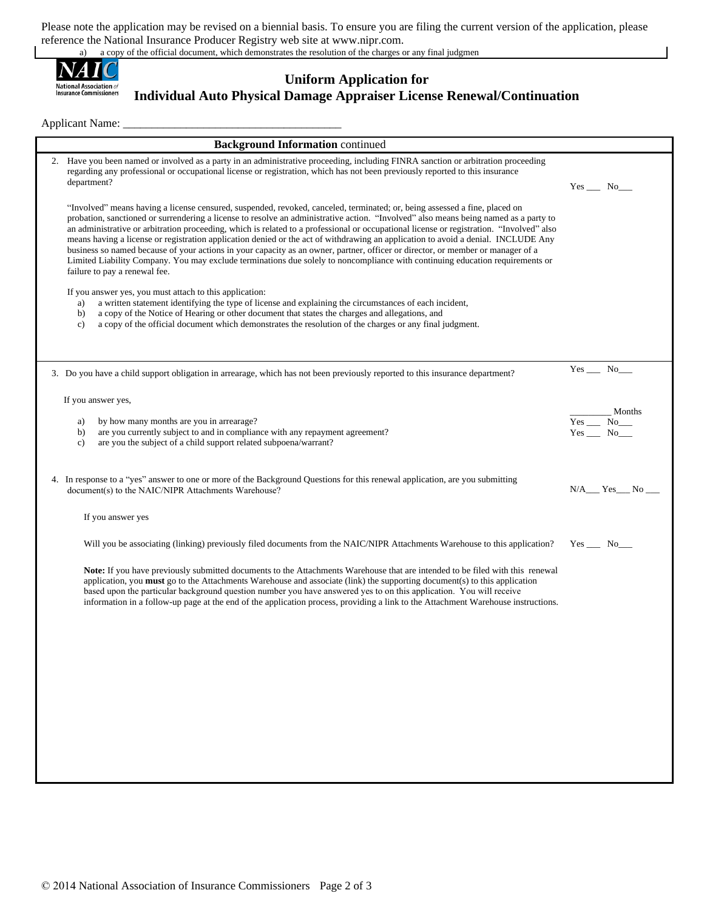Please note the application may be revised on a biennial basis. To ensure you are filing the current version of the application, please reference the National Insurance Producer Registry web site at www.nipr.com.

a) a copy of the official document, which demonstrates the resolution of the charges or any final judgmen

## Uniform Application for Individual Auto Physical Damage Appraiser License Renewal/Continuation

Applicant Name: ______________________________________

### Background Information continued

2. Have you been named or involved as a party in an administrative proceeding, including FINRA sanction or arbitration proceeding regarding any professional or occupational license or registration, which has not been previously reported to this insurance department? Yes ___ No___

   "Involved" means having a license censured, suspended, revoked, canceled, terminated; or, being assessed a fine, placed on probation, sanctioned or surrendering a license to resolve an administrative action. "Involved" also means being named as a party to an administrative or arbitration proceeding, which is related to a professional or occupational license or registration. "Involved" also means having a license or registration application denied or the act of withdrawing an application to avoid a denial. INCLUDE Any business so named because of your actions in your capacity as an owner, partner, officer or director, or member or manager of a Limited Liability Company. You may exclude terminations due solely to noncompliance with continuing education requirements or failure to pay a renewal fee.

   If you answer yes, you must attach to this application:
   a) a written statement identifying the type of license and explaining the circumstances of each incident,
   b) a copy of the Notice of Hearing or other document that states the charges and allegations, and
   c) a copy of the official document which demonstrates the resolution of the charges or any final judgment.

3. Do you have a child support obligation in arrearage, which has not been previously reported to this insurance department? Yes ___ No___

   If you answer yes,
   a) by how many months are you in arrearage? _________ Months
   b) are you currently subject to and in compliance with any repayment agreement? Yes ___ No___
   c) are you the subject of a child support related subpoena/warrant? Yes ___ No___

4. In response to a "yes" answer to one or more of the Background Questions for this renewal application, are you submitting document(s) to the NAIC/NIPR Attachments Warehouse? N/A___ Yes___ No ___

   If you answer yes

   Will you be associating (linking) previously filed documents from the NAIC/NIPR Attachments Warehouse to this application? Yes ___ No___

   **Note:** If you have previously submitted documents to the Attachments Warehouse that are intended to be filed with this renewal application, you **must** go to the Attachments Warehouse and associate (link) the supporting document(s) to this application based upon the particular background question number you have answered yes to on this application. You will receive information in a follow-up page at the end of the application process, providing a link to the Attachment Warehouse instructions.

© 2014 National Association of Insurance Commissioners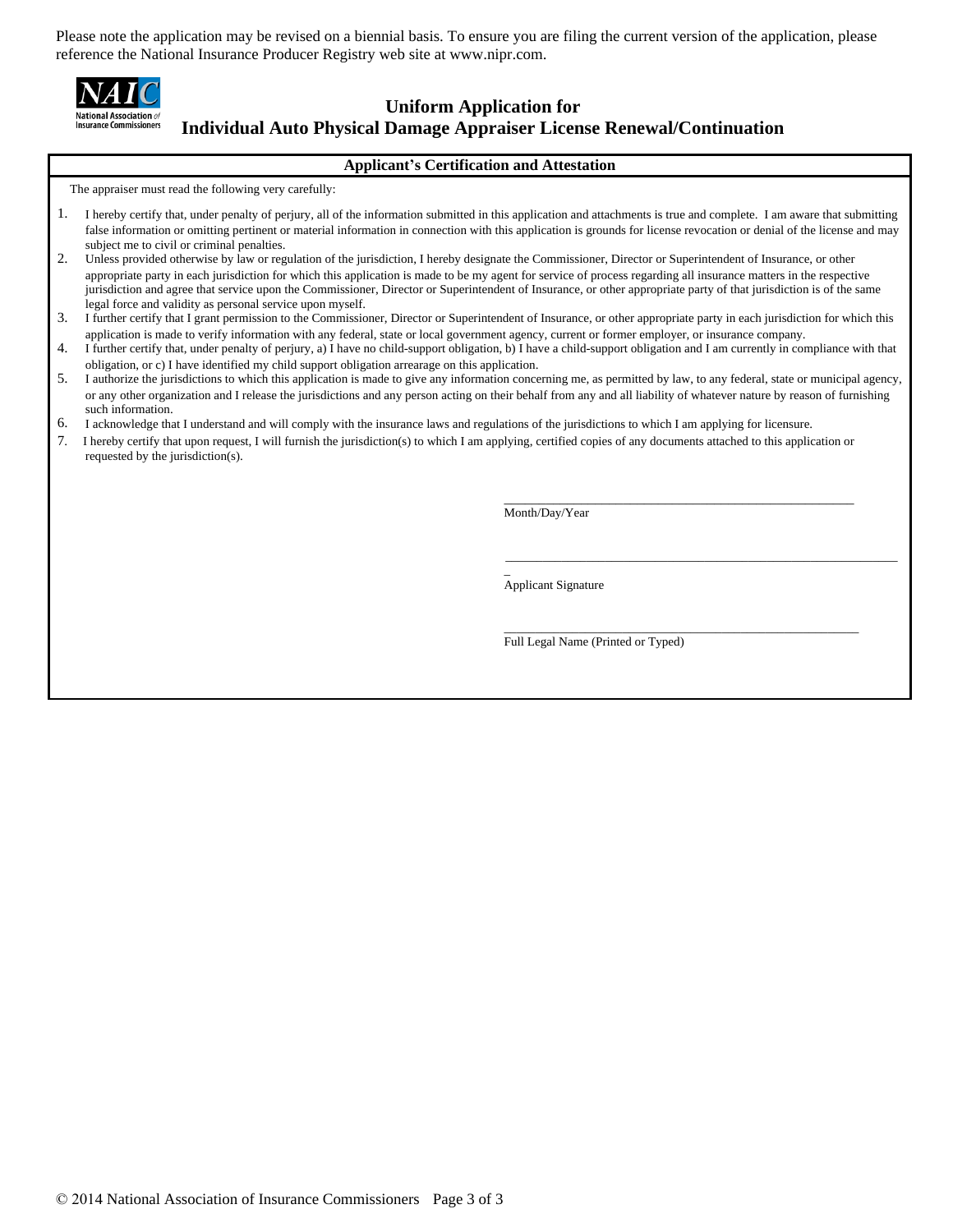Please note the application may be revised on a biennial basis. To ensure you are filing the current version of the application, please reference the National Insurance Producer Registry web site at www.nipr.com.

# Uniform Application for Individual Auto Physical Damage Appraiser License Renewal/Continuation

## Applicant's Certification and Attestation

The appraiser must read the following very carefully:

1. I hereby certify that, under penalty of perjury, all of the information submitted in this application and attachments is true and complete. I am aware that submitting false information or omitting pertinent or material information in connection with this application is grounds for license revocation or denial of the license and may subject me to civil or criminal penalties.
2. Unless provided otherwise by law or regulation of the jurisdiction, I hereby designate the Commissioner, Director or Superintendent of Insurance, or other appropriate party in each jurisdiction for which this application is made to be my agent for service of process regarding all insurance matters in the respective jurisdiction and agree that service upon the Commissioner, Director or Superintendent of Insurance, or other appropriate party of that jurisdiction is of the same legal force and validity as personal service upon myself.
3. I further certify that I grant permission to the Commissioner, Director or Superintendent of Insurance, or other appropriate party in each jurisdiction for which this application is made to verify information with any federal, state or local government agency, current or former employer, or insurance company.
4. I further certify that, under penalty of perjury, a) I have no child-support obligation, b) I have a child-support obligation and I am currently in compliance with that obligation, or c) I have identified my child support obligation arrearage on this application.
5. I authorize the jurisdictions to which this application is made to give any information concerning me, as permitted by law, to any federal, state or municipal agency, or any other organization and I release the jurisdictions and any person acting on their behalf from any and all liability of whatever nature by reason of furnishing such information.
6. I acknowledge that I understand and will comply with the insurance laws and regulations of the jurisdictions to which I am applying for licensure.
7. I hereby certify that upon request, I will furnish the jurisdiction(s) to which I am applying, certified copies of any documents attached to this application or requested by the jurisdiction(s).

_______________________________________________
Month/Day/Year

_______________________________________________
Applicant Signature

_______________________________________________
Full Legal Name (Printed or Typed)

© 2014 National Association of Insurance Commissioners